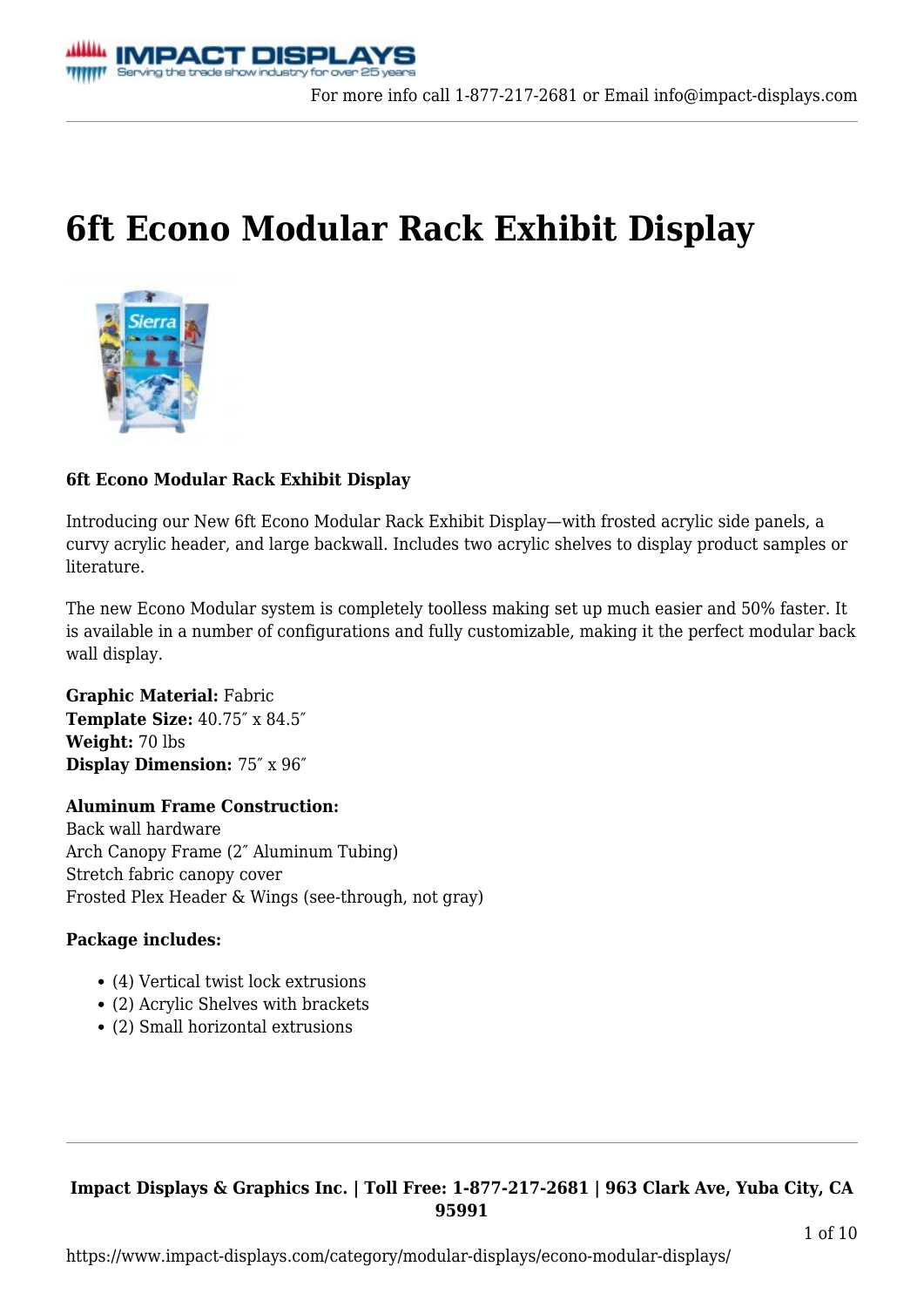# 6ft Econo Modular Rack Exhibit Display

**6ft Econo Modular Rack Exhibit Display**

Introducing our New 6ft Econo Modular Rack Exhibit Display—with frosted acrylic side panels, a curvy acrylic header, and large backwall. Includes two acrylic shelves to display product samples or literature.

The new Econo Modular system is completely toolless making set up much easier and 50% faster. It is available in a number of configurations and fully customizable, making it the perfect modular back wall display.

**Graphic Material:** Fabric
**Template Size:** 40.75″ x 84.5″
**Weight:** 70 lbs
**Display Dimension:** 75″ x 96″

**Aluminum Frame Construction:**
Back wall hardware
Arch Canopy Frame (2″ Aluminum Tubing)
Stretch fabric canopy cover
Frosted Plex Header & Wings (see-through, not gray)

**Package includes:**

- (4) Vertical twist lock extrusions
- (2) Acrylic Shelves with brackets
- (2) Small horizontal extrusions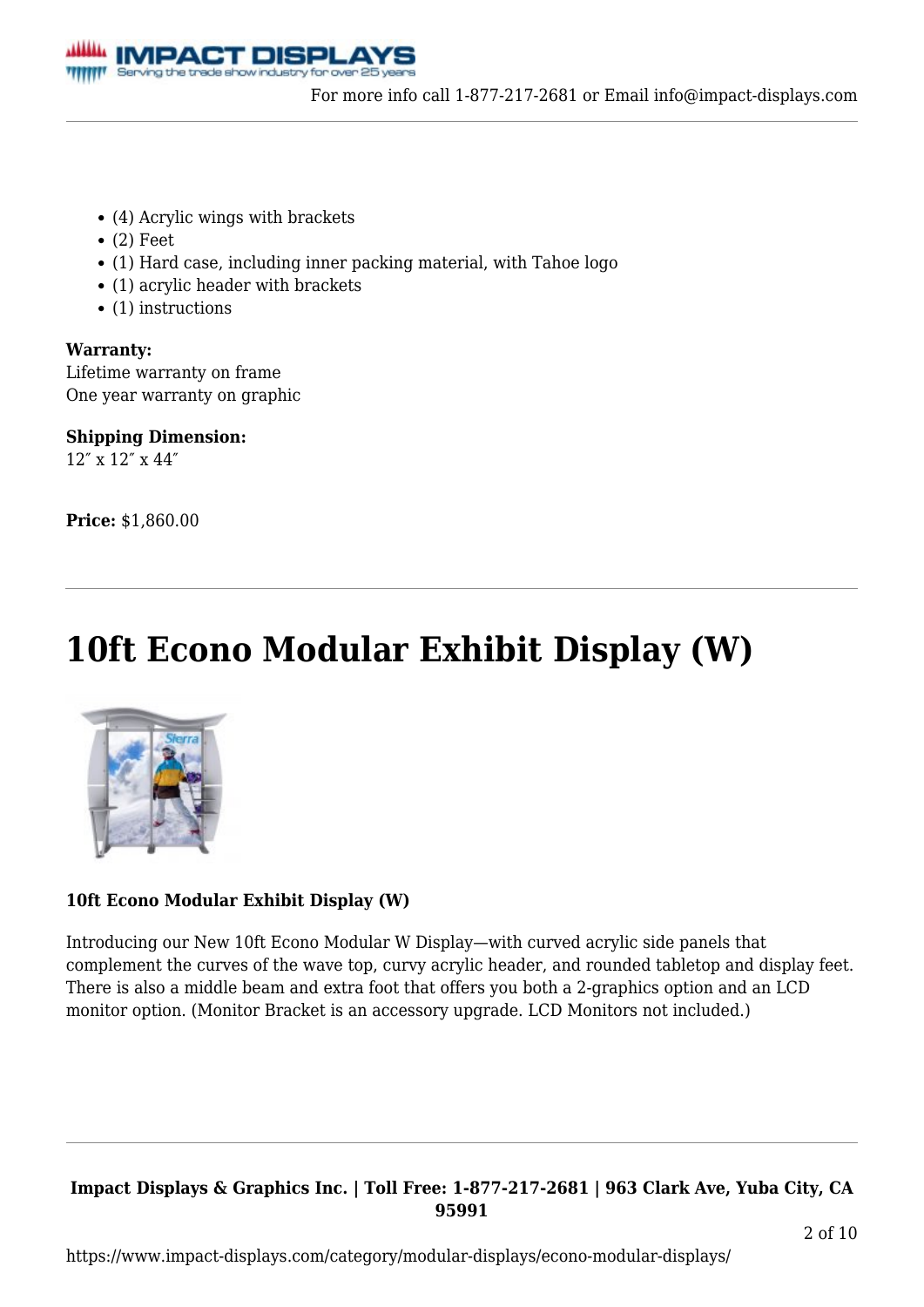- (4) Acrylic wings with brackets
- (2) Feet
- (1) Hard case, including inner packing material, with Tahoe logo
- (1) acrylic header with brackets
- (1) instructions

**Warranty:**
Lifetime warranty on frame
One year warranty on graphic

**Shipping Dimension:**
12″ x 12″ x 44″

**Price:** $1,860.00

# 10ft Econo Modular Exhibit Display (W)

**10ft Econo Modular Exhibit Display (W)**

Introducing our New 10ft Econo Modular W Display—with curved acrylic side panels that complement the curves of the wave top, curvy acrylic header, and rounded tabletop and display feet. There is also a middle beam and extra foot that offers you both a 2-graphics option and an LCD monitor option. (Monitor Bracket is an accessory upgrade. LCD Monitors not included.)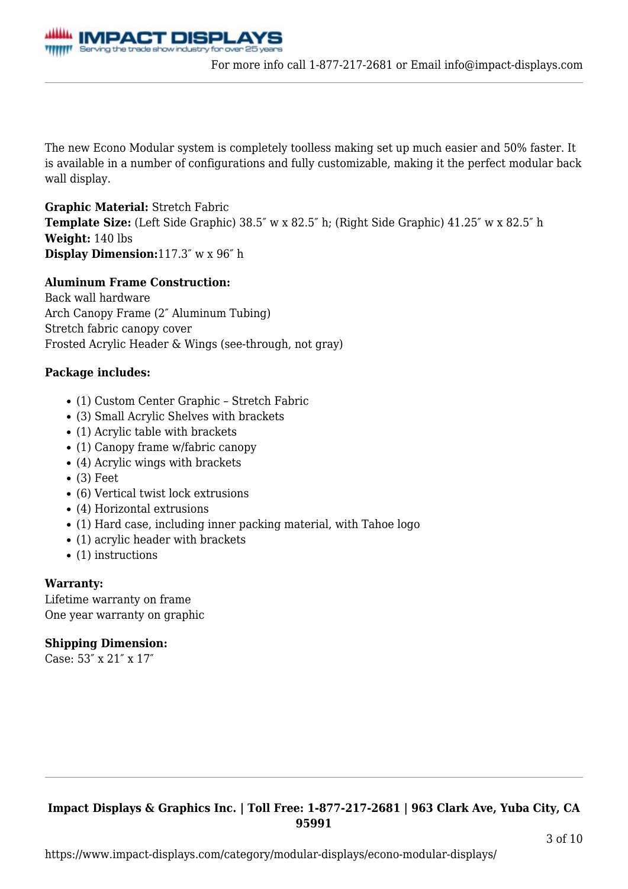The new Econo Modular system is completely toolless making set up much easier and 50% faster. It is available in a number of configurations and fully customizable, making it the perfect modular back wall display.

**Graphic Material:** Stretch Fabric
**Template Size:** (Left Side Graphic) 38.5″ w x 82.5″ h; (Right Side Graphic) 41.25″ w x 82.5″ h
**Weight:** 140 lbs
**Display Dimension:**117.3″ w x 96″ h

**Aluminum Frame Construction:**
Back wall hardware
Arch Canopy Frame (2″ Aluminum Tubing)
Stretch fabric canopy cover
Frosted Acrylic Header & Wings (see-through, not gray)

**Package includes:**

- (1) Custom Center Graphic – Stretch Fabric
- (3) Small Acrylic Shelves with brackets
- (1) Acrylic table with brackets
- (1) Canopy frame w/fabric canopy
- (4) Acrylic wings with brackets
- (3) Feet
- (6) Vertical twist lock extrusions
- (4) Horizontal extrusions
- (1) Hard case, including inner packing material, with Tahoe logo
- (1) acrylic header with brackets
- (1) instructions

**Warranty:**
Lifetime warranty on frame
One year warranty on graphic

**Shipping Dimension:**
Case: 53″ x 21″ x 17″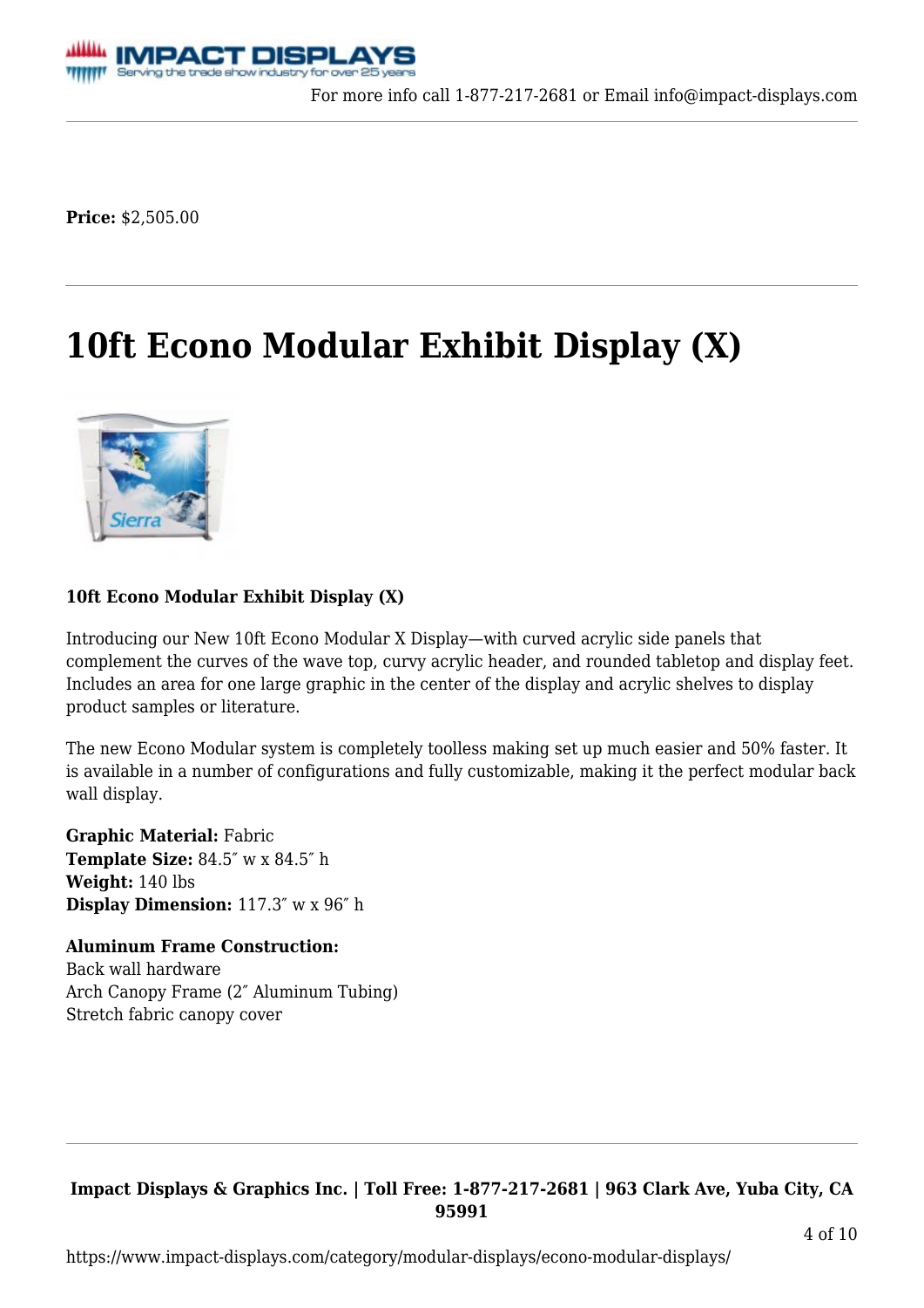**Price:** $2,505.00

# 10ft Econo Modular Exhibit Display (X)

**10ft Econo Modular Exhibit Display (X)**

Introducing our New 10ft Econo Modular X Display—with curved acrylic side panels that complement the curves of the wave top, curvy acrylic header, and rounded tabletop and display feet. Includes an area for one large graphic in the center of the display and acrylic shelves to display product samples or literature.

The new Econo Modular system is completely toolless making set up much easier and 50% faster. It is available in a number of configurations and fully customizable, making it the perfect modular back wall display.

**Graphic Material:** Fabric
**Template Size:** 84.5″ w x 84.5″ h
**Weight:** 140 lbs
**Display Dimension:** 117.3″ w x 96″ h

**Aluminum Frame Construction:**
Back wall hardware
Arch Canopy Frame (2″ Aluminum Tubing)
Stretch fabric canopy cover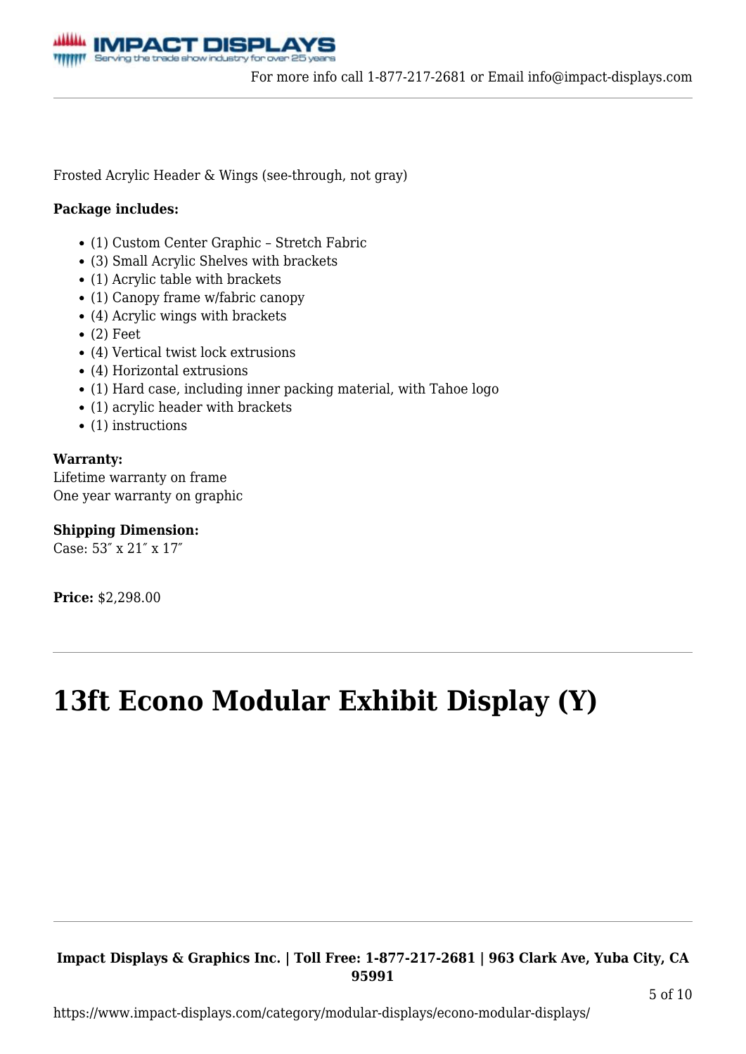Frosted Acrylic Header & Wings (see-through, not gray)

**Package includes:**

- (1) Custom Center Graphic – Stretch Fabric
- (3) Small Acrylic Shelves with brackets
- (1) Acrylic table with brackets
- (1) Canopy frame w/fabric canopy
- (4) Acrylic wings with brackets
- (2) Feet
- (4) Vertical twist lock extrusions
- (4) Horizontal extrusions
- (1) Hard case, including inner packing material, with Tahoe logo
- (1) acrylic header with brackets
- (1) instructions

**Warranty:**
Lifetime warranty on frame
One year warranty on graphic

**Shipping Dimension:**
Case: 53″ x 21″ x 17″

**Price:** $2,298.00

# 13ft Econo Modular Exhibit Display (Y)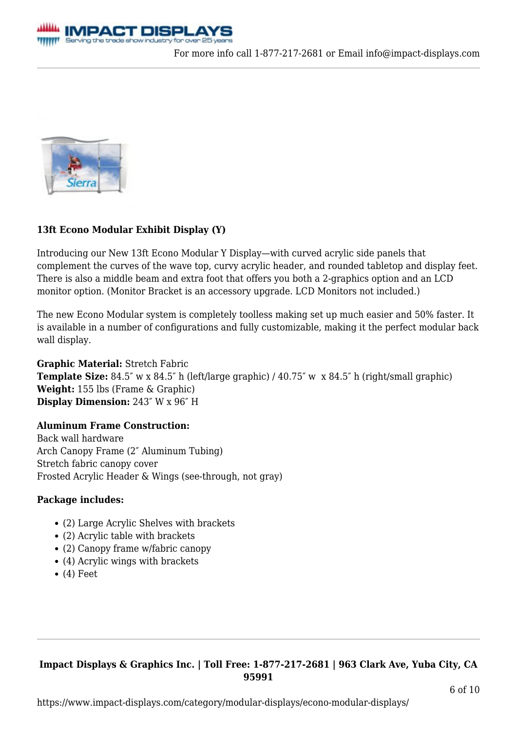### 13ft Econo Modular Exhibit Display (Y)

Introducing our New 13ft Econo Modular Y Display—with curved acrylic side panels that complement the curves of the wave top, curvy acrylic header, and rounded tabletop and display feet. There is also a middle beam and extra foot that offers you both a 2-graphics option and an LCD monitor option. (Monitor Bracket is an accessory upgrade. LCD Monitors not included.)

The new Econo Modular system is completely toolless making set up much easier and 50% faster. It is available in a number of configurations and fully customizable, making it the perfect modular back wall display.

**Graphic Material:** Stretch Fabric
**Template Size:** 84.5″ w x 84.5″ h (left/large graphic) / 40.75″ w x 84.5″ h (right/small graphic)
**Weight:** 155 lbs (Frame & Graphic)
**Display Dimension:** 243″ W x 96″ H

**Aluminum Frame Construction:**
Back wall hardware
Arch Canopy Frame (2″ Aluminum Tubing)
Stretch fabric canopy cover
Frosted Acrylic Header & Wings (see-through, not gray)

**Package includes:**

- (2) Large Acrylic Shelves with brackets
- (2) Acrylic table with brackets
- (2) Canopy frame w/fabric canopy
- (4) Acrylic wings with brackets
- (4) Feet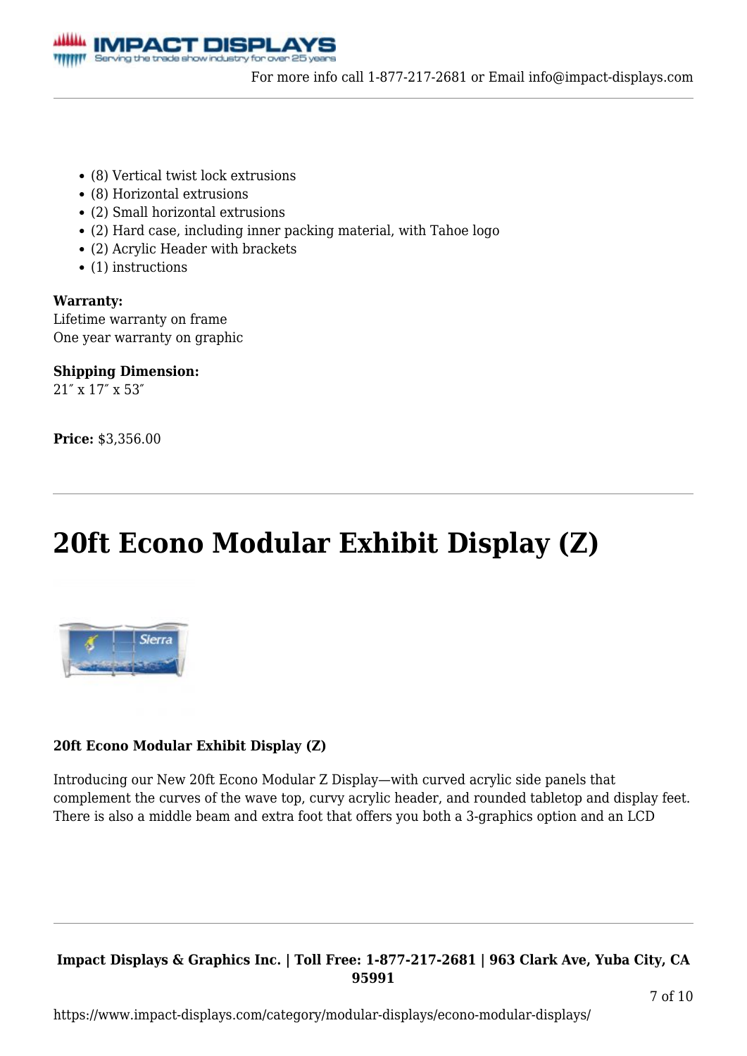- (8) Vertical twist lock extrusions
- (8) Horizontal extrusions
- (2) Small horizontal extrusions
- (2) Hard case, including inner packing material, with Tahoe logo
- (2) Acrylic Header with brackets
- (1) instructions

**Warranty:**
Lifetime warranty on frame
One year warranty on graphic

**Shipping Dimension:**
21″ x 17″ x 53″

**Price:** $3,356.00

# 20ft Econo Modular Exhibit Display (Z)

**20ft Econo Modular Exhibit Display (Z)**

Introducing our New 20ft Econo Modular Z Display—with curved acrylic side panels that complement the curves of the wave top, curvy acrylic header, and rounded tabletop and display feet. There is also a middle beam and extra foot that offers you both a 3-graphics option and an LCD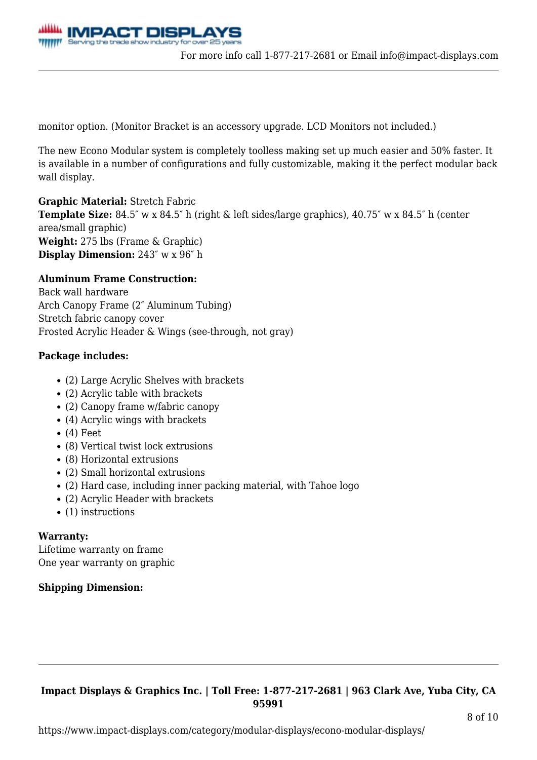monitor option. (Monitor Bracket is an accessory upgrade. LCD Monitors not included.)

The new Econo Modular system is completely toolless making set up much easier and 50% faster. It is available in a number of configurations and fully customizable, making it the perfect modular back wall display.

**Graphic Material:** Stretch Fabric
**Template Size:** 84.5″ w x 84.5″ h (right & left sides/large graphics), 40.75″ w x 84.5″ h (center area/small graphic)
**Weight:** 275 lbs (Frame & Graphic)
**Display Dimension:** 243″ w x 96″ h

**Aluminum Frame Construction:**
Back wall hardware
Arch Canopy Frame (2″ Aluminum Tubing)
Stretch fabric canopy cover
Frosted Acrylic Header & Wings (see-through, not gray)

**Package includes:**

- (2) Large Acrylic Shelves with brackets
- (2) Acrylic table with brackets
- (2) Canopy frame w/fabric canopy
- (4) Acrylic wings with brackets
- (4) Feet
- (8) Vertical twist lock extrusions
- (8) Horizontal extrusions
- (2) Small horizontal extrusions
- (2) Hard case, including inner packing material, with Tahoe logo
- (2) Acrylic Header with brackets
- (1) instructions

**Warranty:**
Lifetime warranty on frame
One year warranty on graphic

**Shipping Dimension:**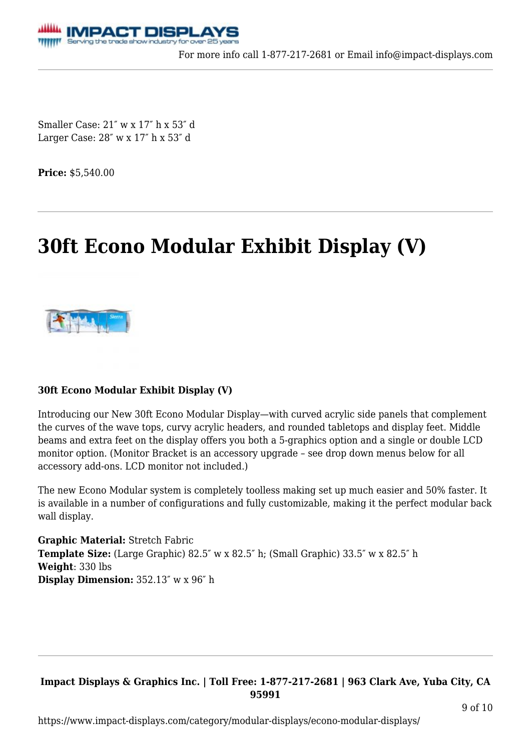Smaller Case: 21″ w x 17″ h x 53″ d
Larger Case: 28″ w x 17″ h x 53″ d

**Price:** $5,540.00

# 30ft Econo Modular Exhibit Display (V)

**30ft Econo Modular Exhibit Display (V)**

Introducing our New 30ft Econo Modular Display—with curved acrylic side panels that complement the curves of the wave tops, curvy acrylic headers, and rounded tabletops and display feet. Middle beams and extra feet on the display offers you both a 5-graphics option and a single or double LCD monitor option. (Monitor Bracket is an accessory upgrade – see drop down menus below for all accessory add-ons. LCD monitor not included.)

The new Econo Modular system is completely toolless making set up much easier and 50% faster. It is available in a number of configurations and fully customizable, making it the perfect modular back wall display.

**Graphic Material:** Stretch Fabric
**Template Size:** (Large Graphic) 82.5″ w x 82.5″ h; (Small Graphic) 33.5″ w x 82.5″ h
**Weight**: 330 lbs
**Display Dimension:** 352.13″ w x 96″ h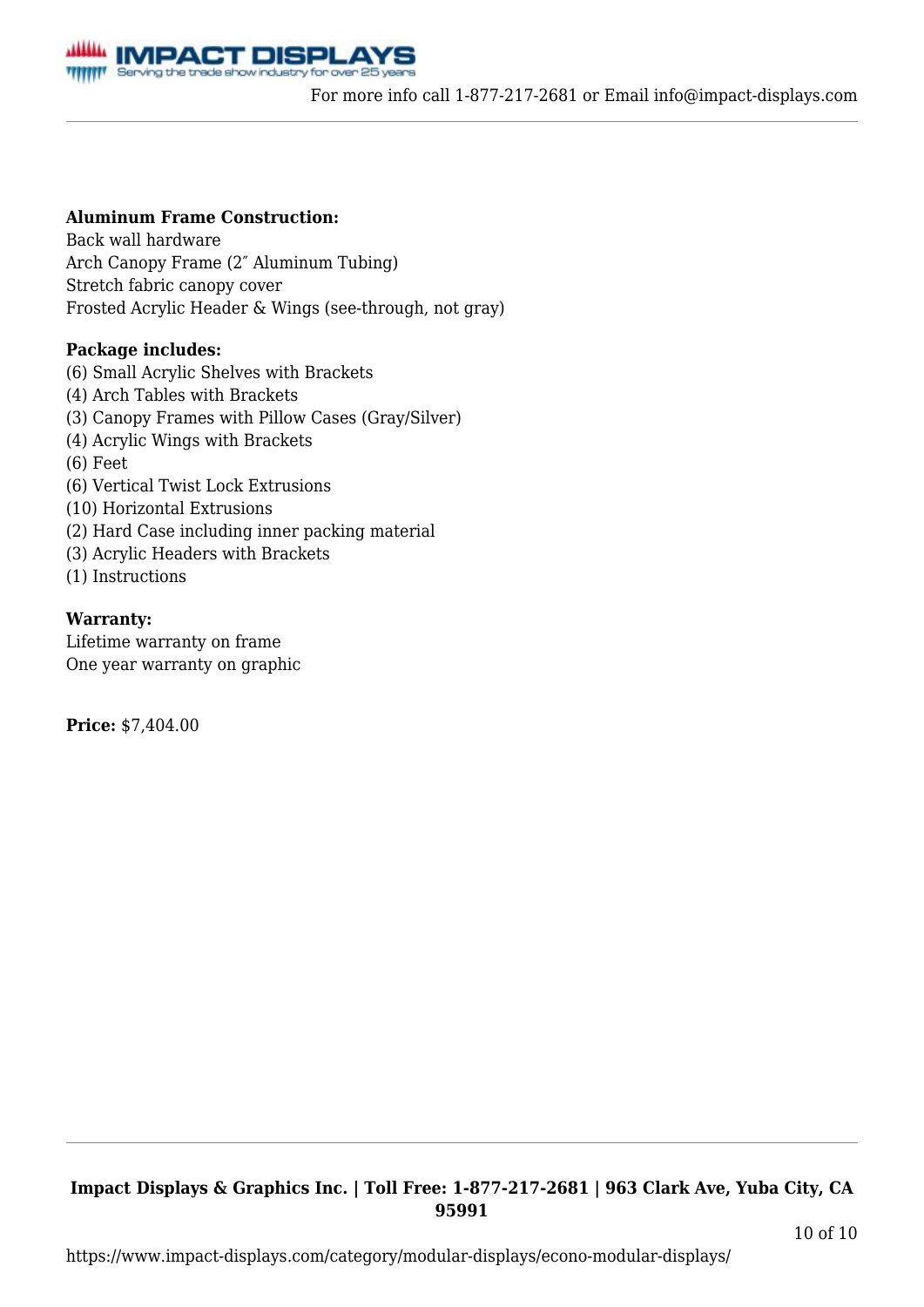**Aluminum Frame Construction:**
Back wall hardware
Arch Canopy Frame (2″ Aluminum Tubing)
Stretch fabric canopy cover
Frosted Acrylic Header & Wings (see-through, not gray)

**Package includes:**
(6) Small Acrylic Shelves with Brackets
(4) Arch Tables with Brackets
(3) Canopy Frames with Pillow Cases (Gray/Silver)
(4) Acrylic Wings with Brackets
(6) Feet
(6) Vertical Twist Lock Extrusions
(10) Horizontal Extrusions
(2) Hard Case including inner packing material
(3) Acrylic Headers with Brackets
(1) Instructions

**Warranty:**
Lifetime warranty on frame
One year warranty on graphic

**Price:** $7,404.00